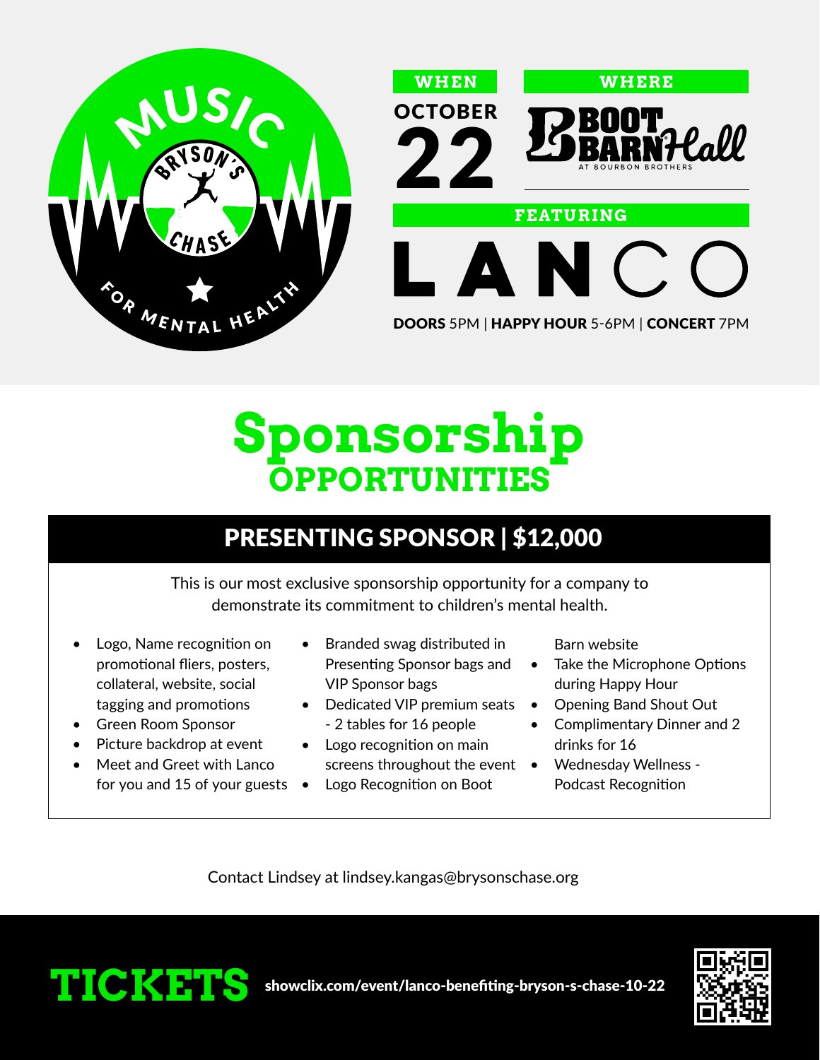# MUSIC FOR MENTAL HEALTH

BRYSON'S CHASE

**WHEN**

OCTOBER 22

**WHERE**

BOOT BARN Hall AT BOURBON BROTHERS

**FEATURING**

# LANCO

**DOORS** 5PM | **HAPPY HOUR** 5-6PM | **CONCERT** 7PM

# Sponsorship OPPORTUNITIES

## PRESENTING SPONSOR | $12,000

This is our most exclusive sponsorship opportunity for a company to demonstrate its commitment to children's mental health.

- Logo, Name recognition on promotional fliers, posters, collateral, website, social tagging and promotions
- Green Room Sponsor
- Picture backdrop at event
- Meet and Greet with Lanco for you and 15 of your guests
- Branded swag distributed in Presenting Sponsor bags and VIP Sponsor bags
- Dedicated VIP premium seats - 2 tables for 16 people
- Logo recognition on main screens throughout the event
- Logo Recognition on Boot Barn website
- Take the Microphone Options during Happy Hour
- Opening Band Shout Out
- Complimentary Dinner and 2 drinks for 16
- Wednesday Wellness - Podcast Recognition

Contact Lindsey at lindsey.kangas@brysonschase.org

**TICKETS** showclix.com/event/lanco-benefiting-bryson-s-chase-10-22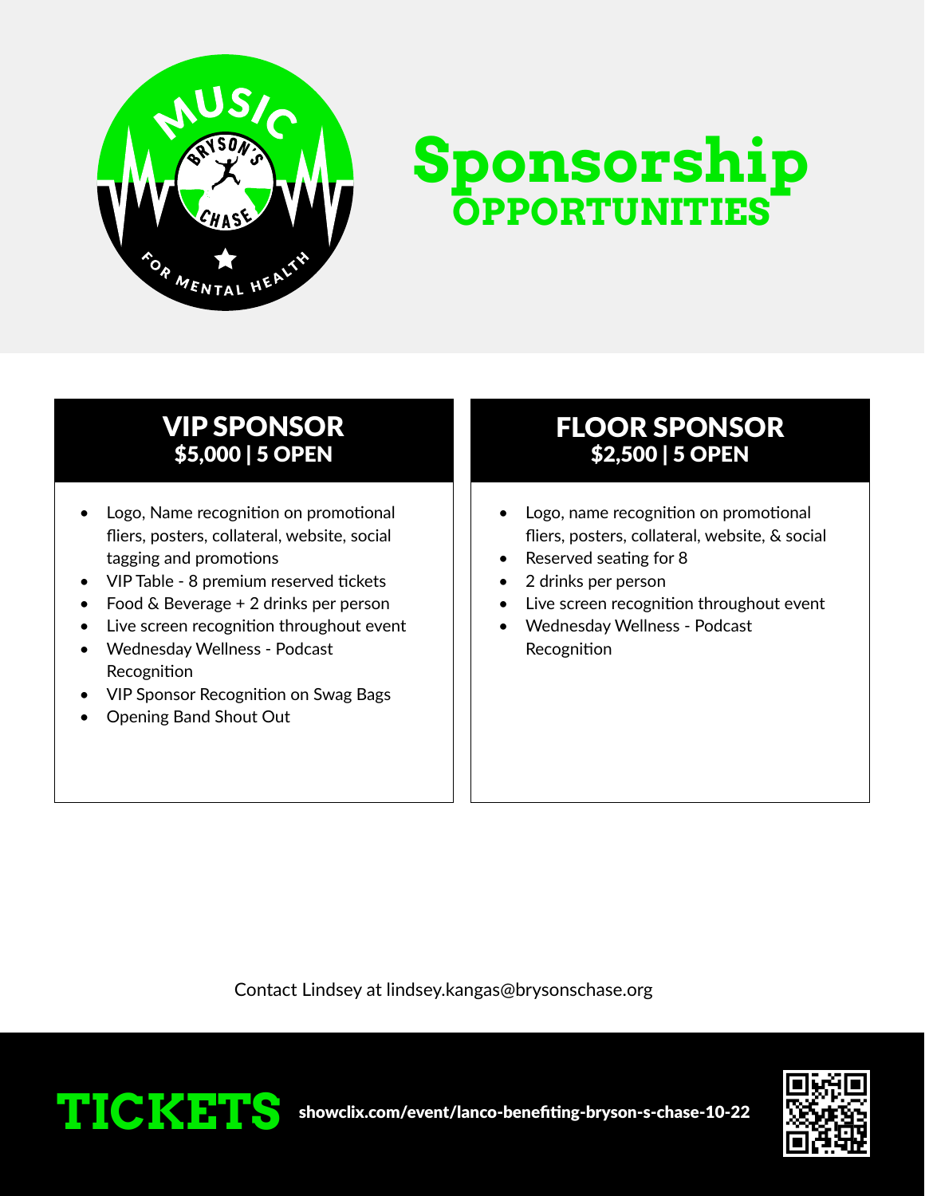# Sponsorship OPPORTUNITIES

## VIP SPONSOR

**$5,000 | 5 OPEN**

- Logo, Name recognition on promotional fliers, posters, collateral, website, social tagging and promotions
- VIP Table - 8 premium reserved tickets
- Food & Beverage + 2 drinks per person
- Live screen recognition throughout event
- Wednesday Wellness - Podcast Recognition
- VIP Sponsor Recognition on Swag Bags
- Opening Band Shout Out

## FLOOR SPONSOR

**$2,500 | 5 OPEN**

- Logo, name recognition on promotional fliers, posters, collateral, website, & social
- Reserved seating for 8
- 2 drinks per person
- Live screen recognition throughout event
- Wednesday Wellness - Podcast Recognition

Contact Lindsey at lindsey.kangas@brysonschase.org

**TICKETS** showclix.com/event/lanco-benefiting-bryson-s-chase-10-22